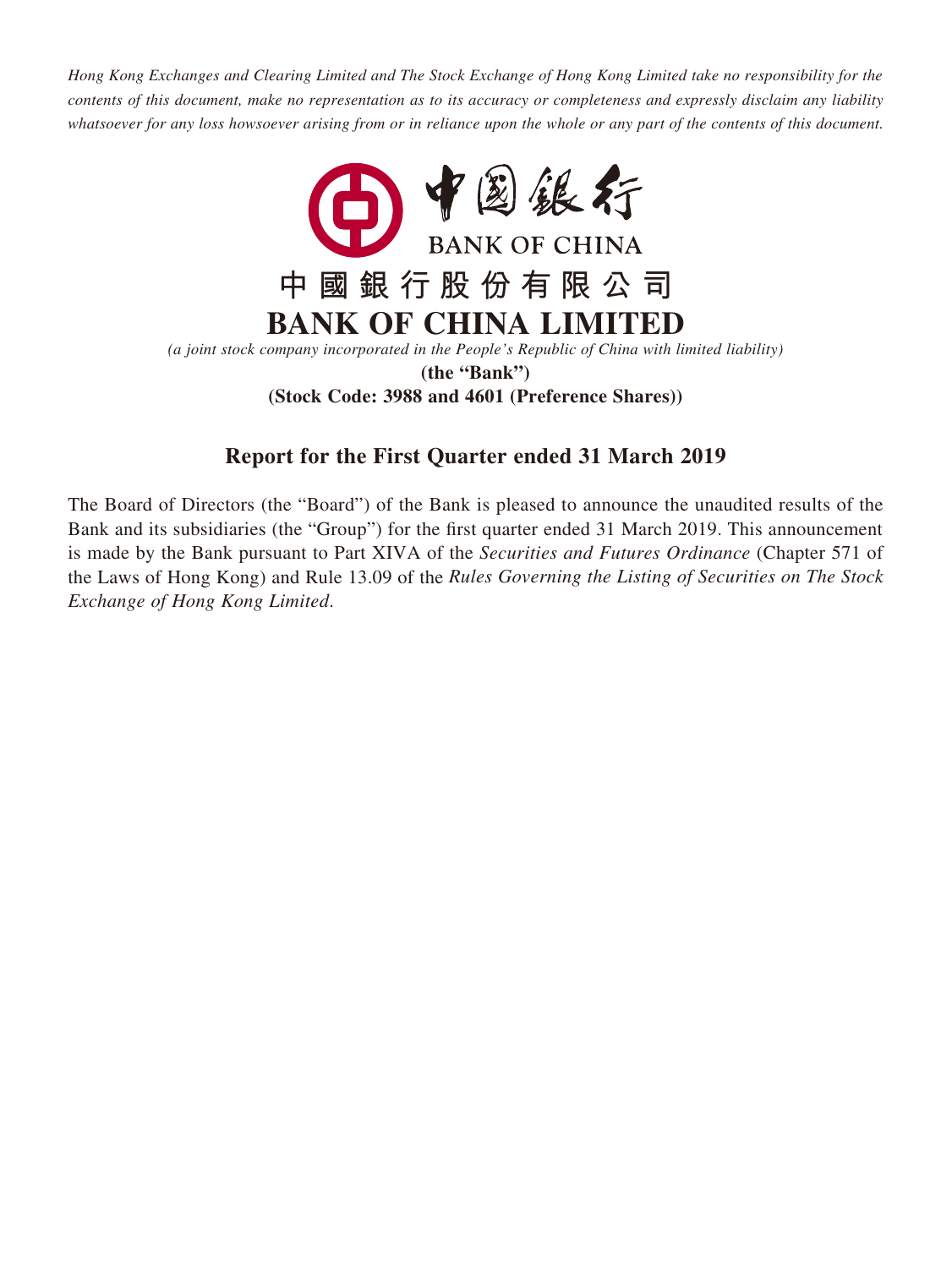*Hong Kong Exchanges and Clearing Limited and The Stock Exchange of Hong Kong Limited take no responsibility for the contents of this document, make no representation as to its accuracy or completeness and expressly disclaim any liability whatsoever for any loss howsoever arising from or in reliance upon the whole or any part of the contents of this document.*

中國銀行
BANK OF CHINA

# 中國銀行股份有限公司
# BANK OF CHINA LIMITED

*(a joint stock company incorporated in the People's Republic of China with limited liability)*

**(the "Bank")**

**(Stock Code: 3988 and 4601 (Preference Shares))**

## Report for the First Quarter ended 31 March 2019

The Board of Directors (the "Board") of the Bank is pleased to announce the unaudited results of the Bank and its subsidiaries (the "Group") for the first quarter ended 31 March 2019. This announcement is made by the Bank pursuant to Part XIVA of the *Securities and Futures Ordinance* (Chapter 571 of the Laws of Hong Kong) and Rule 13.09 of the *Rules Governing the Listing of Securities on The Stock Exchange of Hong Kong Limited*.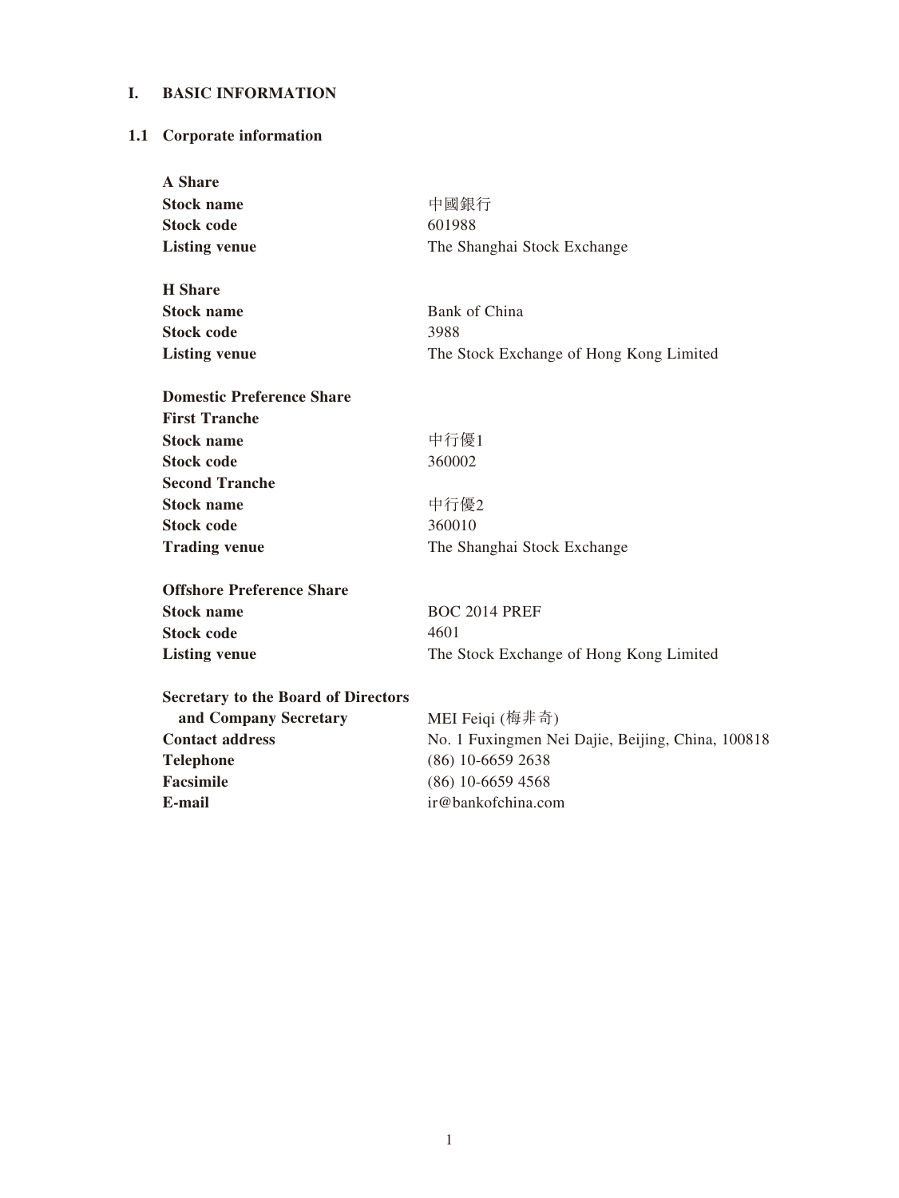# I. BASIC INFORMATION

## 1.1 Corporate information

| | |
|---|---|
| **A Share** | |
| **Stock name** | 中國銀行 |
| **Stock code** | 601988 |
| **Listing venue** | The Shanghai Stock Exchange |
| | |
| **H Share** | |
| **Stock name** | Bank of China |
| **Stock code** | 3988 |
| **Listing venue** | The Stock Exchange of Hong Kong Limited |
| | |
| **Domestic Preference Share** | |
| **First Tranche** | |
| **Stock name** | 中行優1 |
| **Stock code** | 360002 |
| **Second Tranche** | |
| **Stock name** | 中行優2 |
| **Stock code** | 360010 |
| **Trading venue** | The Shanghai Stock Exchange |
| | |
| **Offshore Preference Share** | |
| **Stock name** | BOC 2014 PREF |
| **Stock code** | 4601 |
| **Listing venue** | The Stock Exchange of Hong Kong Limited |
| | |
| **Secretary to the Board of Directors and Company Secretary** | MEI Feiqi (梅非奇) |
| **Contact address** | No. 1 Fuxingmen Nei Dajie, Beijing, China, 100818 |
| **Telephone** | (86) 10-6659 2638 |
| **Facsimile** | (86) 10-6659 4568 |
| **E-mail** | ir@bankofchina.com |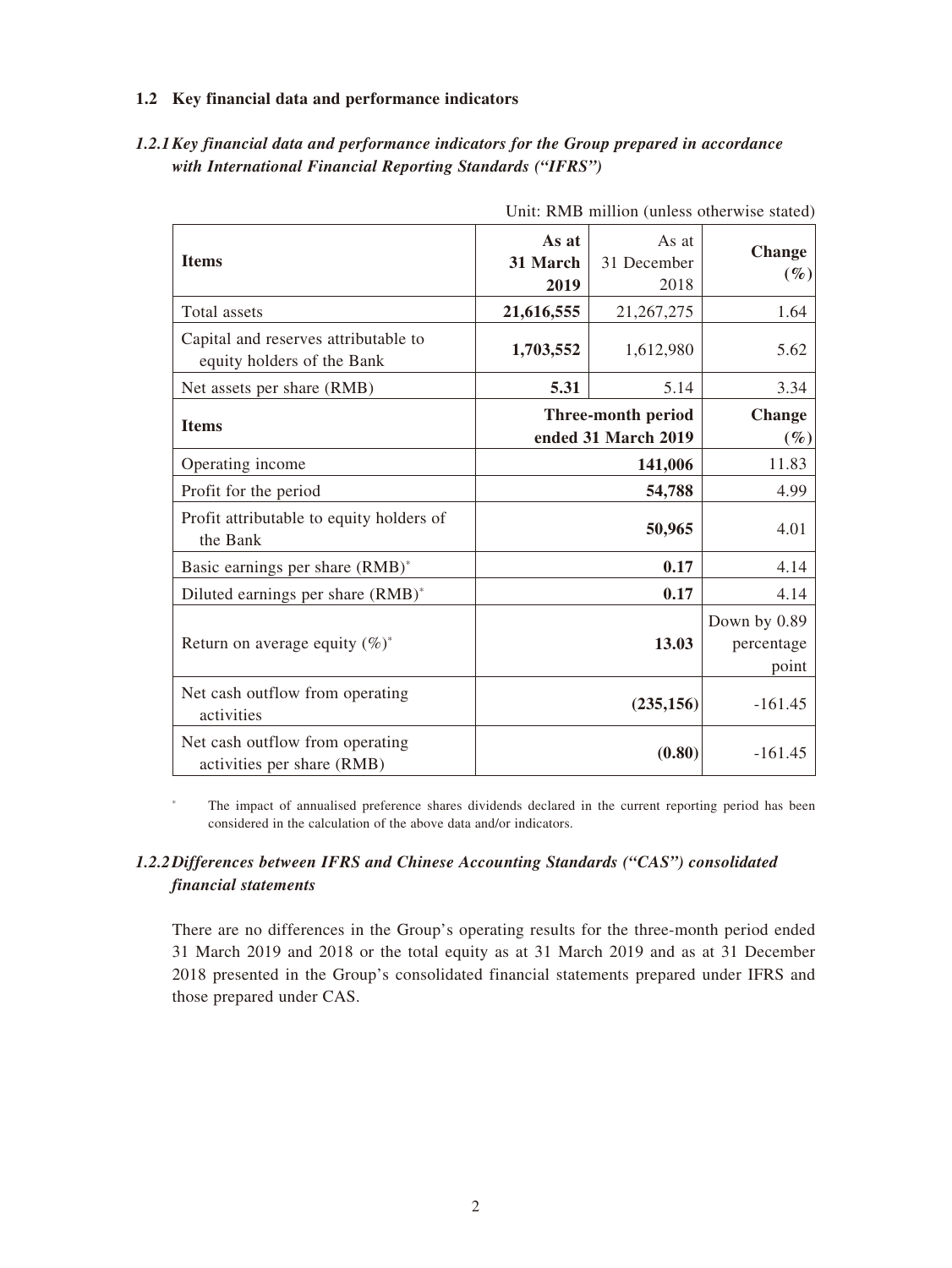## 1.2 Key financial data and performance indicators

### *1.2.1 Key financial data and performance indicators for the Group prepared in accordance with International Financial Reporting Standards ("IFRS")*

Unit: RMB million (unless otherwise stated)

| Items | As at 31 March 2019 | As at 31 December 2018 | Change (%) |
|---|---|---|---|
| Total assets | **21,616,555** | 21,267,275 | 1.64 |
| Capital and reserves attributable to equity holders of the Bank | **1,703,552** | 1,612,980 | 5.62 |
| Net assets per share (RMB) | **5.31** | 5.14 | 3.34 |
| **Items** | **Three-month period ended 31 March 2019** | | **Change (%)** |
| Operating income | **141,006** | | 11.83 |
| Profit for the period | **54,788** | | 4.99 |
| Profit attributable to equity holders of the Bank | **50,965** | | 4.01 |
| Basic earnings per share (RMB)* | **0.17** | | 4.14 |
| Diluted earnings per share (RMB)* | **0.17** | | 4.14 |
| Return on average equity (%)* | **13.03** | | Down by 0.89 percentage point |
| Net cash outflow from operating activities | **(235,156)** | | -161.45 |
| Net cash outflow from operating activities per share (RMB) | **(0.80)** | | -161.45 |

\* The impact of annualised preference shares dividends declared in the current reporting period has been considered in the calculation of the above data and/or indicators.

### *1.2.2 Differences between IFRS and Chinese Accounting Standards ("CAS") consolidated financial statements*

There are no differences in the Group's operating results for the three-month period ended 31 March 2019 and 2018 or the total equity as at 31 March 2019 and as at 31 December 2018 presented in the Group's consolidated financial statements prepared under IFRS and those prepared under CAS.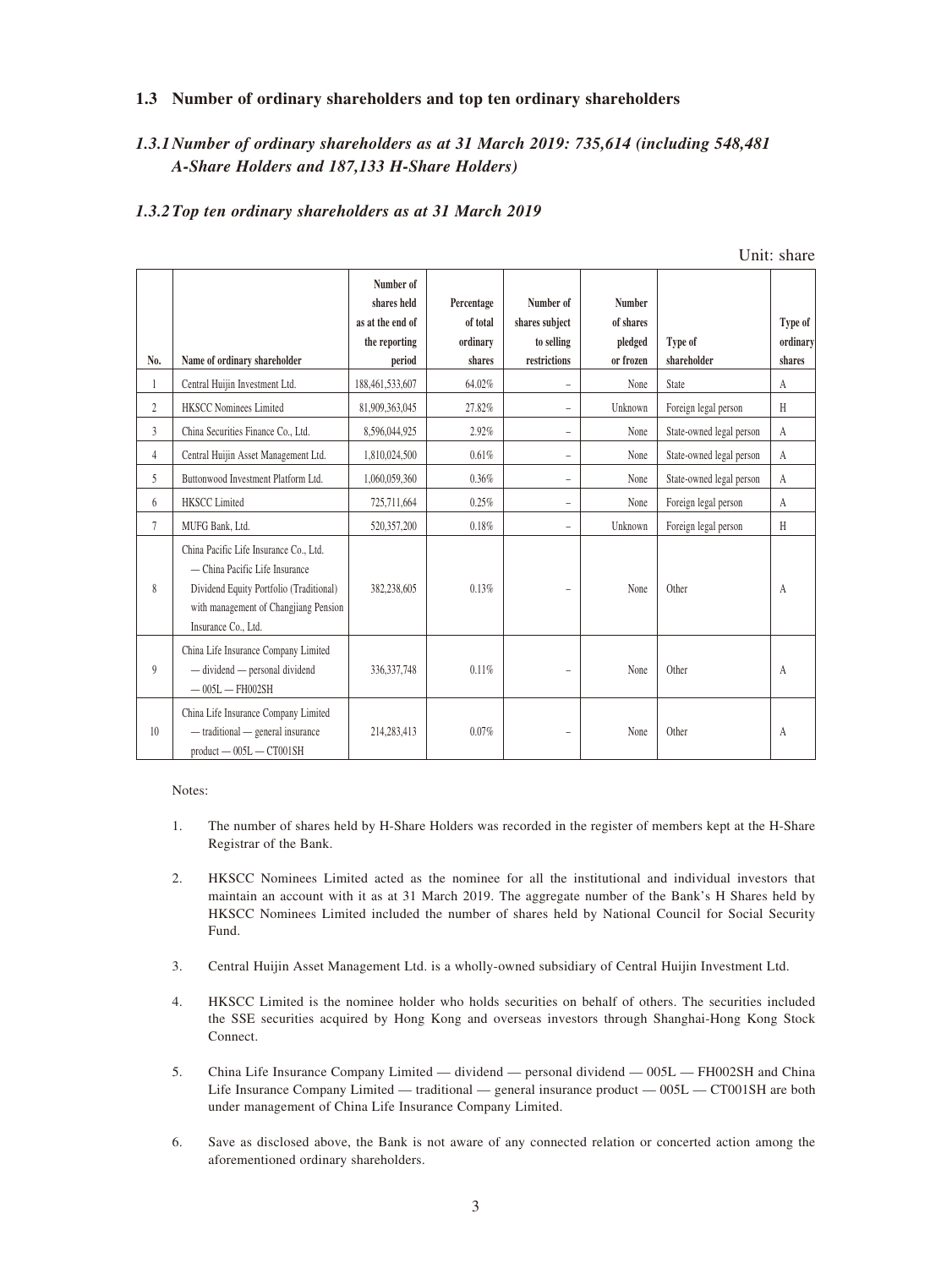### 1.3 Number of ordinary shareholders and top ten ordinary shareholders

#### *1.3.1 Number of ordinary shareholders as at 31 March 2019: 735,614 (including 548,481 A-Share Holders and 187,133 H-Share Holders)*

#### *1.3.2 Top ten ordinary shareholders as at 31 March 2019*

Unit: share

| No. | Name of ordinary shareholder | Number of shares held as at the end of the reporting period | Percentage of total ordinary shares | Number of shares subject to selling restrictions | Number of shares pledged or frozen | Type of shareholder | Type of ordinary shares |
|---|---|---|---|---|---|---|---|
| 1 | Central Huijin Investment Ltd. | 188,461,533,607 | 64.02% | – | None | State | A |
| 2 | HKSCC Nominees Limited | 81,909,363,045 | 27.82% | – | Unknown | Foreign legal person | H |
| 3 | China Securities Finance Co., Ltd. | 8,596,044,925 | 2.92% | – | None | State-owned legal person | A |
| 4 | Central Huijin Asset Management Ltd. | 1,810,024,500 | 0.61% | – | None | State-owned legal person | A |
| 5 | Buttonwood Investment Platform Ltd. | 1,060,059,360 | 0.36% | – | None | State-owned legal person | A |
| 6 | HKSCC Limited | 725,711,664 | 0.25% | – | None | Foreign legal person | A |
| 7 | MUFG Bank, Ltd. | 520,357,200 | 0.18% | – | Unknown | Foreign legal person | H |
| 8 | China Pacific Life Insurance Co., Ltd. — China Pacific Life Insurance Dividend Equity Portfolio (Traditional) with management of Changjiang Pension Insurance Co., Ltd. | 382,238,605 | 0.13% | – | None | Other | A |
| 9 | China Life Insurance Company Limited — dividend — personal dividend — 005L — FH002SH | 336,337,748 | 0.11% | – | None | Other | A |
| 10 | China Life Insurance Company Limited — traditional — general insurance product — 005L — CT001SH | 214,283,413 | 0.07% | – | None | Other | A |

Notes:

1. The number of shares held by H-Share Holders was recorded in the register of members kept at the H-Share Registrar of the Bank.

2. HKSCC Nominees Limited acted as the nominee for all the institutional and individual investors that maintain an account with it as at 31 March 2019. The aggregate number of the Bank's H Shares held by HKSCC Nominees Limited included the number of shares held by National Council for Social Security Fund.

3. Central Huijin Asset Management Ltd. is a wholly-owned subsidiary of Central Huijin Investment Ltd.

4. HKSCC Limited is the nominee holder who holds securities on behalf of others. The securities included the SSE securities acquired by Hong Kong and overseas investors through Shanghai-Hong Kong Stock Connect.

5. China Life Insurance Company Limited — dividend — personal dividend — 005L — FH002SH and China Life Insurance Company Limited — traditional — general insurance product — 005L — CT001SH are both under management of China Life Insurance Company Limited.

6. Save as disclosed above, the Bank is not aware of any connected relation or concerted action among the aforementioned ordinary shareholders.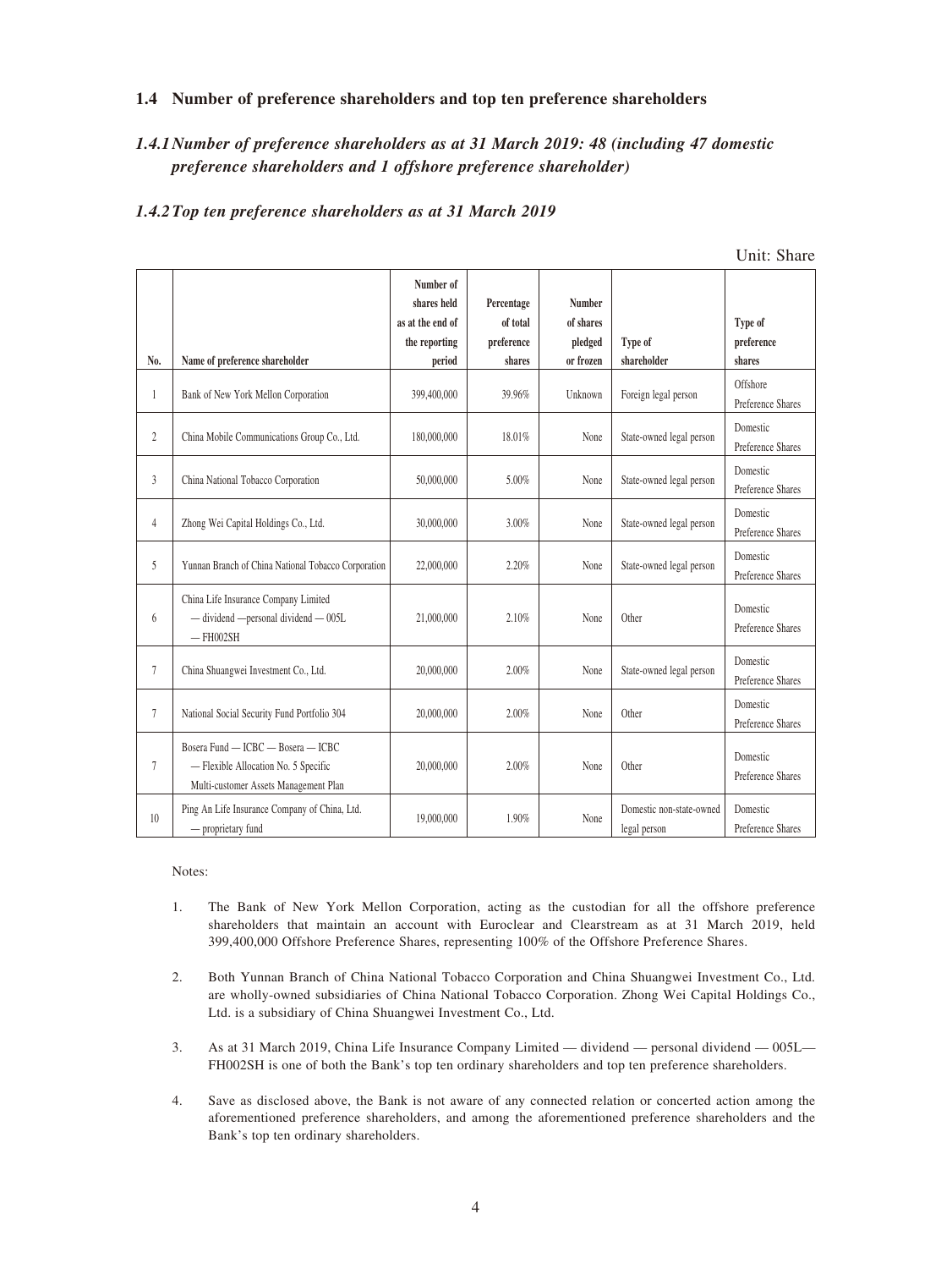## 1.4 Number of preference shareholders and top ten preference shareholders

### *1.4.1 Number of preference shareholders as at 31 March 2019: 48 (including 47 domestic preference shareholders and 1 offshore preference shareholder)*

### *1.4.2 Top ten preference shareholders as at 31 March 2019*

Unit: Share

| No. | Name of preference shareholder | Number of shares held as at the end of the reporting period | Percentage of total preference shares | Number of shares pledged or frozen | Type of shareholder | Type of preference shares |
|---|---|---|---|---|---|---|
| 1 | Bank of New York Mellon Corporation | 399,400,000 | 39.96% | Unknown | Foreign legal person | Offshore Preference Shares |
| 2 | China Mobile Communications Group Co., Ltd. | 180,000,000 | 18.01% | None | State-owned legal person | Domestic Preference Shares |
| 3 | China National Tobacco Corporation | 50,000,000 | 5.00% | None | State-owned legal person | Domestic Preference Shares |
| 4 | Zhong Wei Capital Holdings Co., Ltd. | 30,000,000 | 3.00% | None | State-owned legal person | Domestic Preference Shares |
| 5 | Yunnan Branch of China National Tobacco Corporation | 22,000,000 | 2.20% | None | State-owned legal person | Domestic Preference Shares |
| 6 | China Life Insurance Company Limited — dividend —personal dividend — 005L — FH002SH | 21,000,000 | 2.10% | None | Other | Domestic Preference Shares |
| 7 | China Shuangwei Investment Co., Ltd. | 20,000,000 | 2.00% | None | State-owned legal person | Domestic Preference Shares |
| 7 | National Social Security Fund Portfolio 304 | 20,000,000 | 2.00% | None | Other | Domestic Preference Shares |
| 7 | Bosera Fund — ICBC — Bosera — ICBC — Flexible Allocation No. 5 Specific Multi-customer Assets Management Plan | 20,000,000 | 2.00% | None | Other | Domestic Preference Shares |
| 10 | Ping An Life Insurance Company of China, Ltd. — proprietary fund | 19,000,000 | 1.90% | None | Domestic non-state-owned legal person | Domestic Preference Shares |

Notes:

1. The Bank of New York Mellon Corporation, acting as the custodian for all the offshore preference shareholders that maintain an account with Euroclear and Clearstream as at 31 March 2019, held 399,400,000 Offshore Preference Shares, representing 100% of the Offshore Preference Shares.

2. Both Yunnan Branch of China National Tobacco Corporation and China Shuangwei Investment Co., Ltd. are wholly-owned subsidiaries of China National Tobacco Corporation. Zhong Wei Capital Holdings Co., Ltd. is a subsidiary of China Shuangwei Investment Co., Ltd.

3. As at 31 March 2019, China Life Insurance Company Limited — dividend — personal dividend — 005L— FH002SH is one of both the Bank's top ten ordinary shareholders and top ten preference shareholders.

4. Save as disclosed above, the Bank is not aware of any connected relation or concerted action among the aforementioned preference shareholders, and among the aforementioned preference shareholders and the Bank's top ten ordinary shareholders.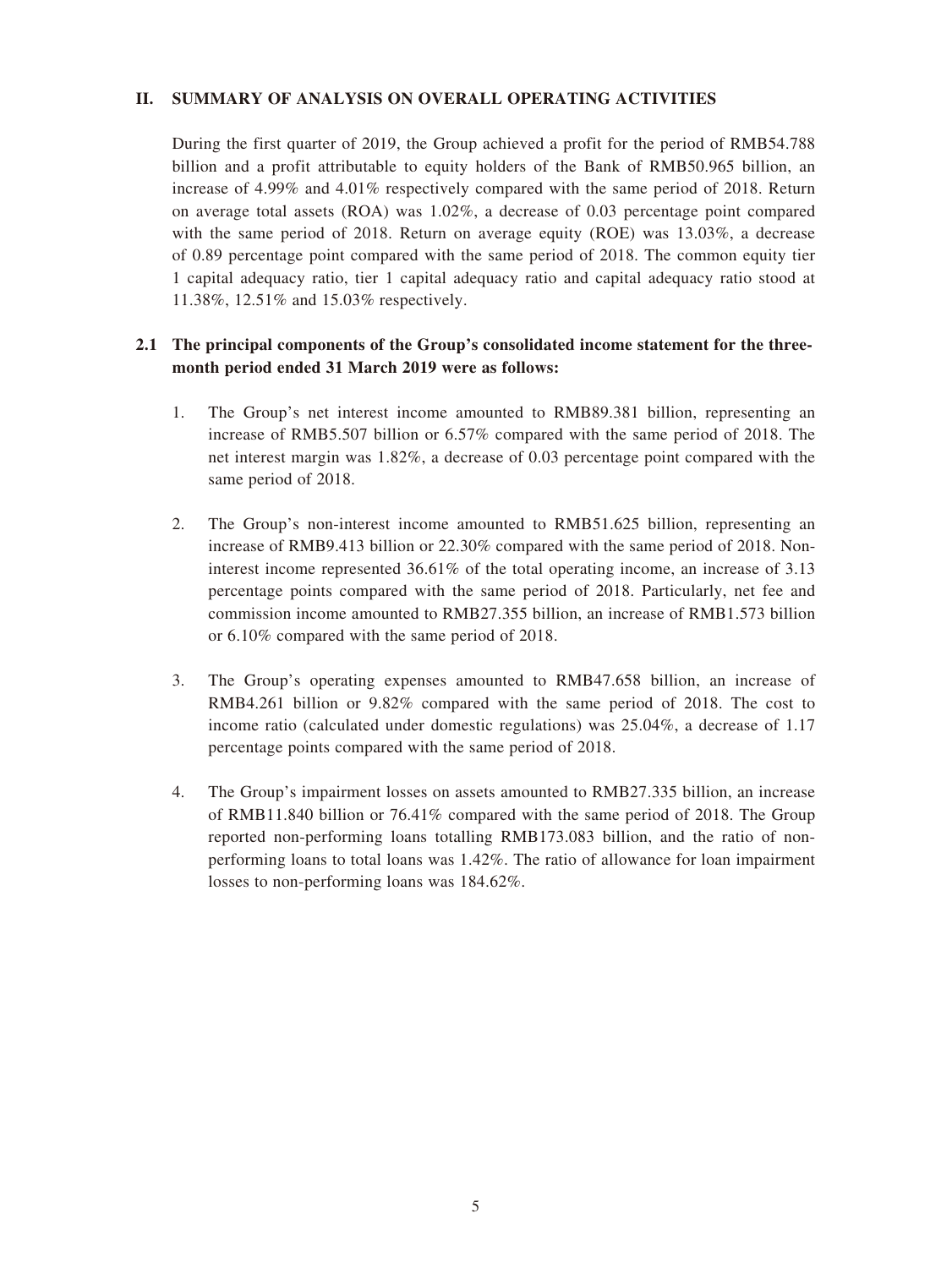## II. SUMMARY OF ANALYSIS ON OVERALL OPERATING ACTIVITIES

During the first quarter of 2019, the Group achieved a profit for the period of RMB54.788 billion and a profit attributable to equity holders of the Bank of RMB50.965 billion, an increase of 4.99% and 4.01% respectively compared with the same period of 2018. Return on average total assets (ROA) was 1.02%, a decrease of 0.03 percentage point compared with the same period of 2018. Return on average equity (ROE) was 13.03%, a decrease of 0.89 percentage point compared with the same period of 2018. The common equity tier 1 capital adequacy ratio, tier 1 capital adequacy ratio and capital adequacy ratio stood at 11.38%, 12.51% and 15.03% respectively.

### 2.1 The principal components of the Group's consolidated income statement for the three-month period ended 31 March 2019 were as follows:

1. The Group's net interest income amounted to RMB89.381 billion, representing an increase of RMB5.507 billion or 6.57% compared with the same period of 2018. The net interest margin was 1.82%, a decrease of 0.03 percentage point compared with the same period of 2018.

2. The Group's non-interest income amounted to RMB51.625 billion, representing an increase of RMB9.413 billion or 22.30% compared with the same period of 2018. Non-interest income represented 36.61% of the total operating income, an increase of 3.13 percentage points compared with the same period of 2018. Particularly, net fee and commission income amounted to RMB27.355 billion, an increase of RMB1.573 billion or 6.10% compared with the same period of 2018.

3. The Group's operating expenses amounted to RMB47.658 billion, an increase of RMB4.261 billion or 9.82% compared with the same period of 2018. The cost to income ratio (calculated under domestic regulations) was 25.04%, a decrease of 1.17 percentage points compared with the same period of 2018.

4. The Group's impairment losses on assets amounted to RMB27.335 billion, an increase of RMB11.840 billion or 76.41% compared with the same period of 2018. The Group reported non-performing loans totalling RMB173.083 billion, and the ratio of non-performing loans to total loans was 1.42%. The ratio of allowance for loan impairment losses to non-performing loans was 184.62%.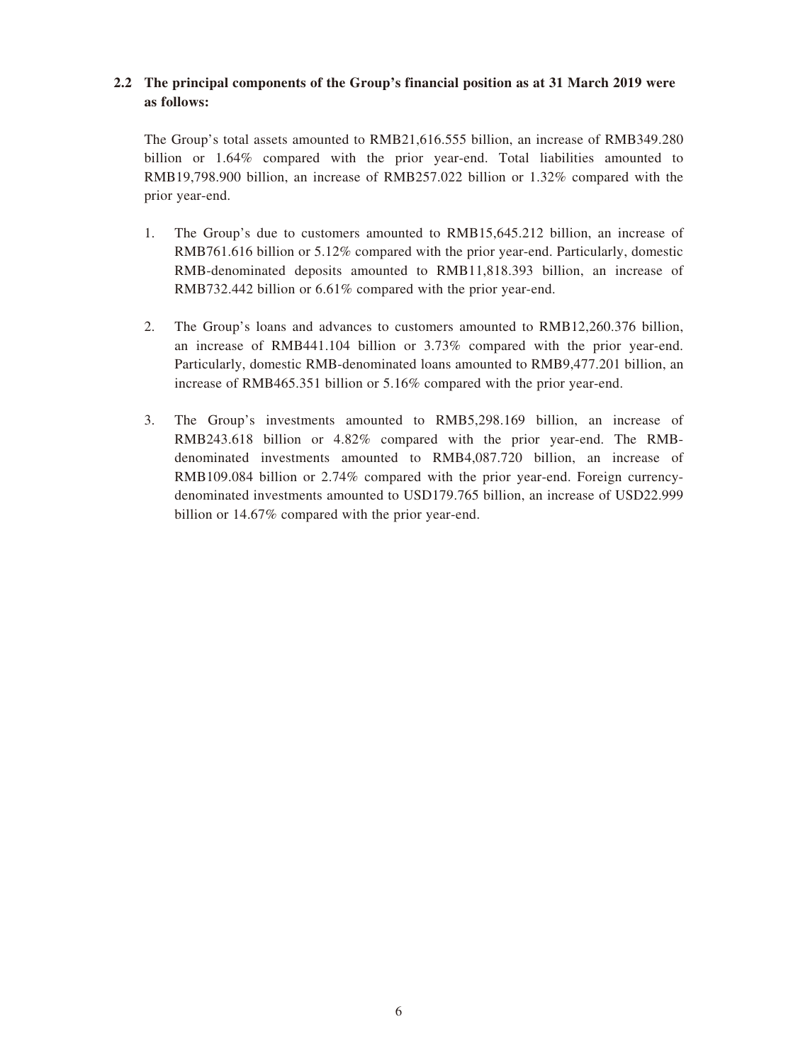## 2.2 The principal components of the Group's financial position as at 31 March 2019 were as follows:

The Group's total assets amounted to RMB21,616.555 billion, an increase of RMB349.280 billion or 1.64% compared with the prior year-end. Total liabilities amounted to RMB19,798.900 billion, an increase of RMB257.022 billion or 1.32% compared with the prior year-end.

1. The Group's due to customers amounted to RMB15,645.212 billion, an increase of RMB761.616 billion or 5.12% compared with the prior year-end. Particularly, domestic RMB-denominated deposits amounted to RMB11,818.393 billion, an increase of RMB732.442 billion or 6.61% compared with the prior year-end.

2. The Group's loans and advances to customers amounted to RMB12,260.376 billion, an increase of RMB441.104 billion or 3.73% compared with the prior year-end. Particularly, domestic RMB-denominated loans amounted to RMB9,477.201 billion, an increase of RMB465.351 billion or 5.16% compared with the prior year-end.

3. The Group's investments amounted to RMB5,298.169 billion, an increase of RMB243.618 billion or 4.82% compared with the prior year-end. The RMB-denominated investments amounted to RMB4,087.720 billion, an increase of RMB109.084 billion or 2.74% compared with the prior year-end. Foreign currency-denominated investments amounted to USD179.765 billion, an increase of USD22.999 billion or 14.67% compared with the prior year-end.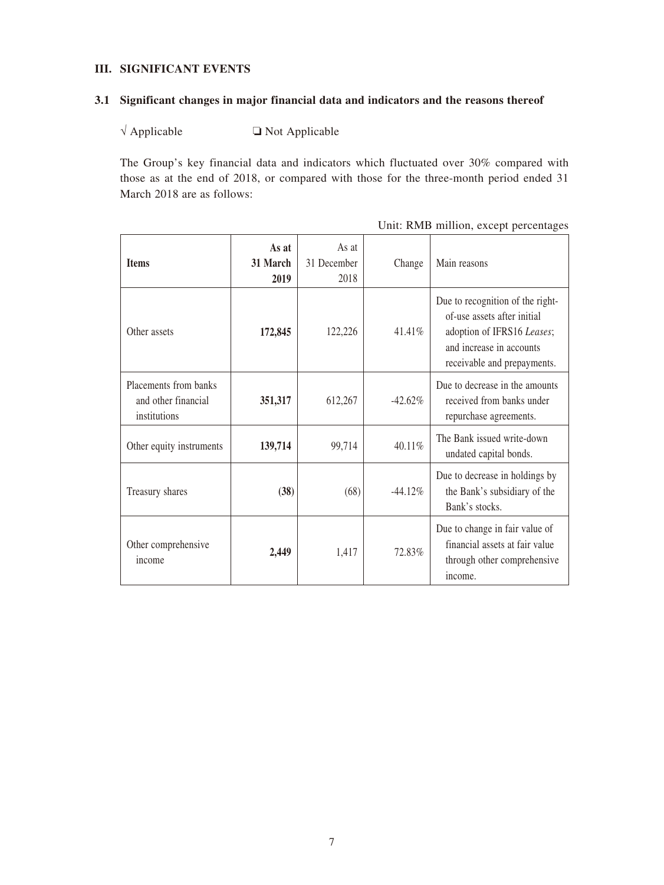## III. SIGNIFICANT EVENTS

### 3.1 Significant changes in major financial data and indicators and the reasons thereof

√ Applicable ❏ Not Applicable

The Group's key financial data and indicators which fluctuated over 30% compared with those as at the end of 2018, or compared with those for the three-month period ended 31 March 2018 are as follows:

Unit: RMB million, except percentages

| Items | As at 31 March 2019 | As at 31 December 2018 | Change | Main reasons |
|---|---|---|---|---|
| Other assets | **172,845** | 122,226 | 41.41% | Due to recognition of the right-of-use assets after initial adoption of IFRS16 *Leases*; and increase in accounts receivable and prepayments. |
| Placements from banks and other financial institutions | **351,317** | 612,267 | -42.62% | Due to decrease in the amounts received from banks under repurchase agreements. |
| Other equity instruments | **139,714** | 99,714 | 40.11% | The Bank issued write-down undated capital bonds. |
| Treasury shares | **(38)** | (68) | -44.12% | Due to decrease in holdings by the Bank's subsidiary of the Bank's stocks. |
| Other comprehensive income | **2,449** | 1,417 | 72.83% | Due to change in fair value of financial assets at fair value through other comprehensive income. |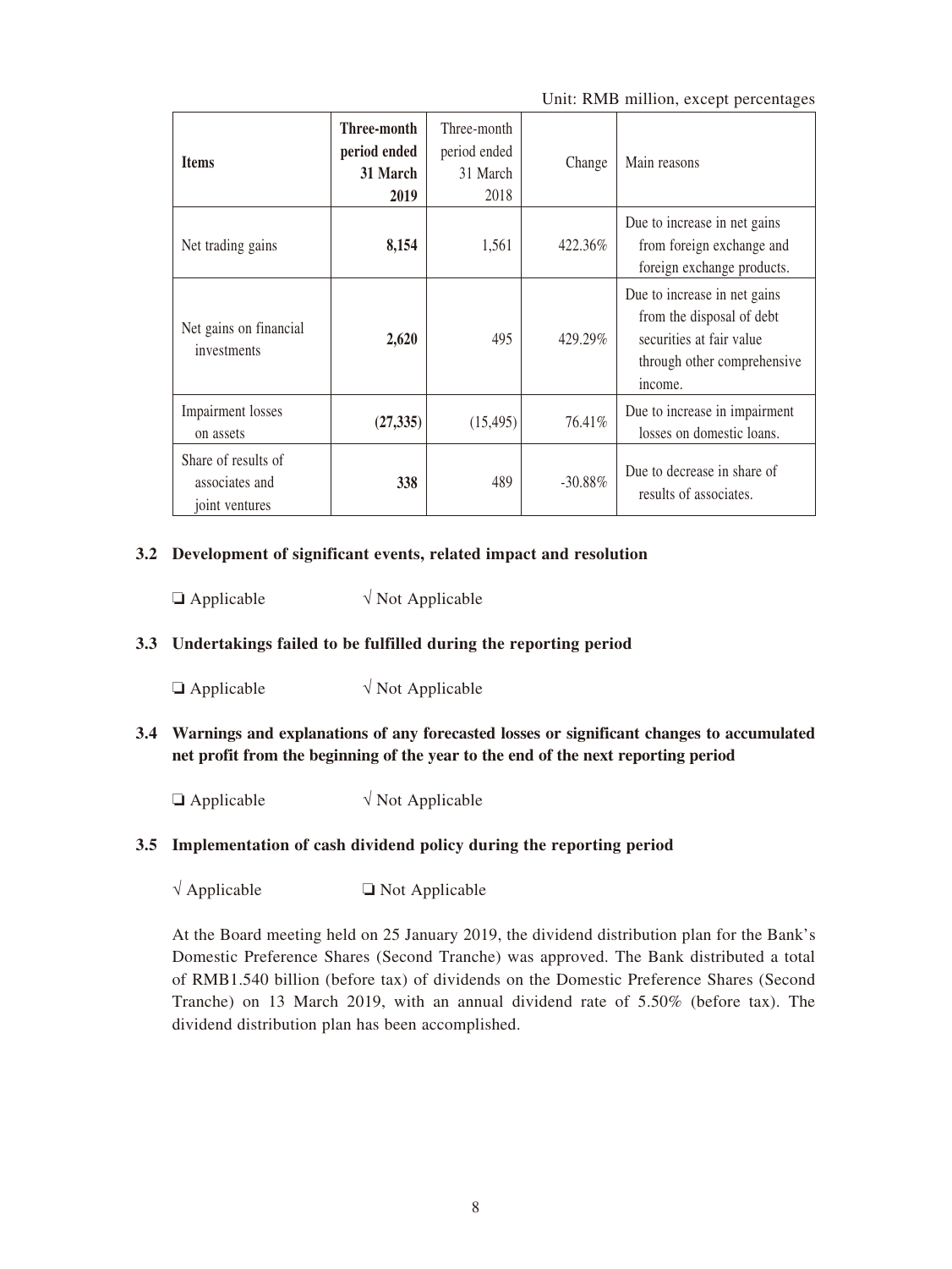Unit: RMB million, except percentages

| Items | **Three-month period ended 31 March 2019** | Three-month period ended 31 March 2018 | Change | Main reasons |
|---|---|---|---|---|
| Net trading gains | **8,154** | 1,561 | 422.36% | Due to increase in net gains from foreign exchange and foreign exchange products. |
| Net gains on financial investments | **2,620** | 495 | 429.29% | Due to increase in net gains from the disposal of debt securities at fair value through other comprehensive income. |
| Impairment losses on assets | **(27,335)** | (15,495) | 76.41% | Due to increase in impairment losses on domestic loans. |
| Share of results of associates and joint ventures | **338** | 489 | -30.88% | Due to decrease in share of results of associates. |

### 3.2 Development of significant events, related impact and resolution

❏ Applicable √ Not Applicable

### 3.3 Undertakings failed to be fulfilled during the reporting period

❏ Applicable √ Not Applicable

### 3.4 Warnings and explanations of any forecasted losses or significant changes to accumulated net profit from the beginning of the year to the end of the next reporting period

❏ Applicable √ Not Applicable

### 3.5 Implementation of cash dividend policy during the reporting period

√ Applicable ❏ Not Applicable

At the Board meeting held on 25 January 2019, the dividend distribution plan for the Bank's Domestic Preference Shares (Second Tranche) was approved. The Bank distributed a total of RMB1.540 billion (before tax) of dividends on the Domestic Preference Shares (Second Tranche) on 13 March 2019, with an annual dividend rate of 5.50% (before tax). The dividend distribution plan has been accomplished.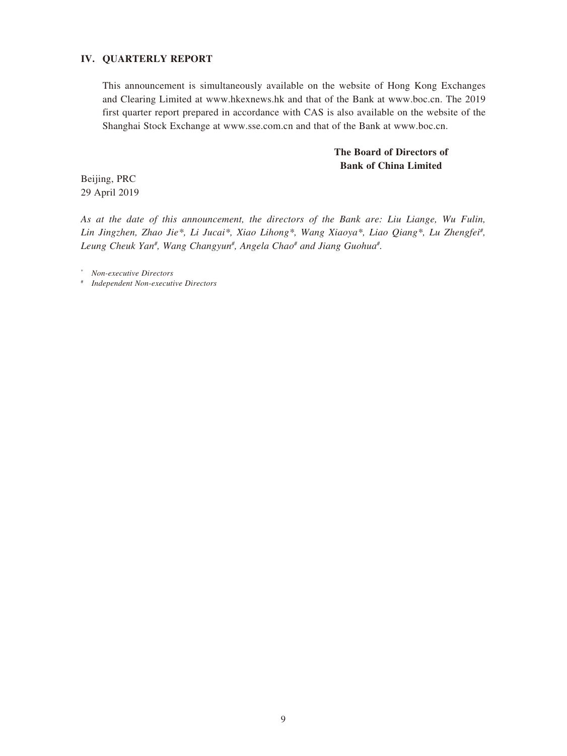## IV. QUARTERLY REPORT

This announcement is simultaneously available on the website of Hong Kong Exchanges and Clearing Limited at www.hkexnews.hk and that of the Bank at www.boc.cn. The 2019 first quarter report prepared in accordance with CAS is also available on the website of the Shanghai Stock Exchange at www.sse.com.cn and that of the Bank at www.boc.cn.

**The Board of Directors of**
**Bank of China Limited**

Beijing, PRC
29 April 2019

*As at the date of this announcement, the directors of the Bank are: Liu Liange, Wu Fulin, Lin Jingzhen, Zhao Jie\*, Li Jucai\*, Xiao Lihong\*, Wang Xiaoya\*, Liao Qiang\*, Lu Zhengfei#, Leung Cheuk Yan#, Wang Changyun#, Angela Chao# and Jiang Guohua#.*

\* *Non-executive Directors*

\# *Independent Non-executive Directors*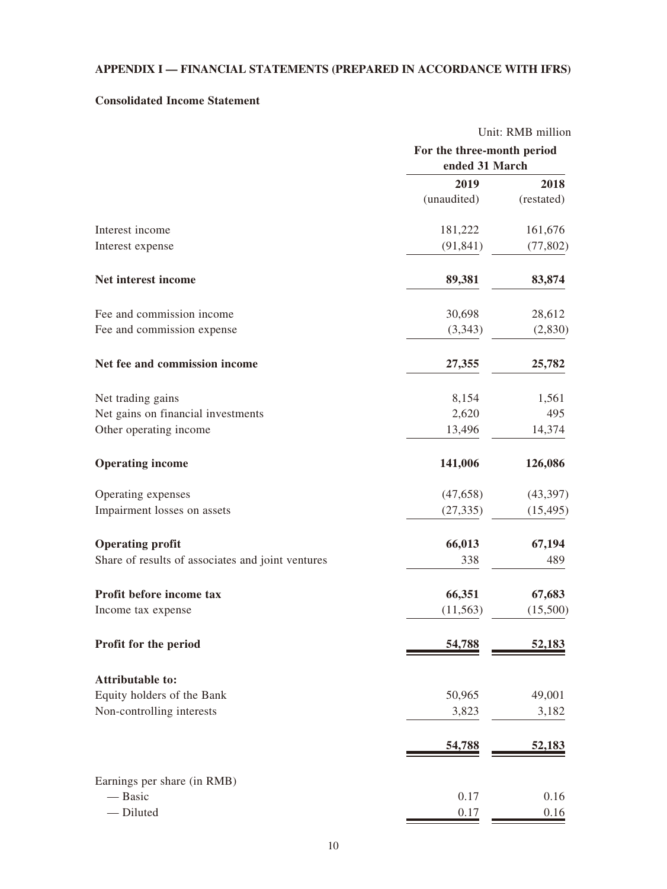**APPENDIX I — FINANCIAL STATEMENTS (PREPARED IN ACCORDANCE WITH IFRS)**

**Consolidated Income Statement**

Unit: RMB million

| | For the three-month period ended 31 March | |
|---|---|---|
| | 2019 (unaudited) | 2018 (restated) |
| Interest income | 181,222 | 161,676 |
| Interest expense | (91,841) | (77,802) |
| **Net interest income** | **89,381** | **83,874** |
| Fee and commission income | 30,698 | 28,612 |
| Fee and commission expense | (3,343) | (2,830) |
| **Net fee and commission income** | **27,355** | **25,782** |
| Net trading gains | 8,154 | 1,561 |
| Net gains on financial investments | 2,620 | 495 |
| Other operating income | 13,496 | 14,374 |
| **Operating income** | **141,006** | **126,086** |
| Operating expenses | (47,658) | (43,397) |
| Impairment losses on assets | (27,335) | (15,495) |
| **Operating profit** | **66,013** | **67,194** |
| Share of results of associates and joint ventures | 338 | 489 |
| **Profit before income tax** | **66,351** | **67,683** |
| Income tax expense | (11,563) | (15,500) |
| **Profit for the period** | **54,788** | **52,183** |
| **Attributable to:** | | |
| Equity holders of the Bank | 50,965 | 49,001 |
| Non-controlling interests | 3,823 | 3,182 |
| | **54,788** | **52,183** |
| Earnings per share (in RMB) | | |
| — Basic | 0.17 | 0.16 |
| — Diluted | 0.17 | 0.16 |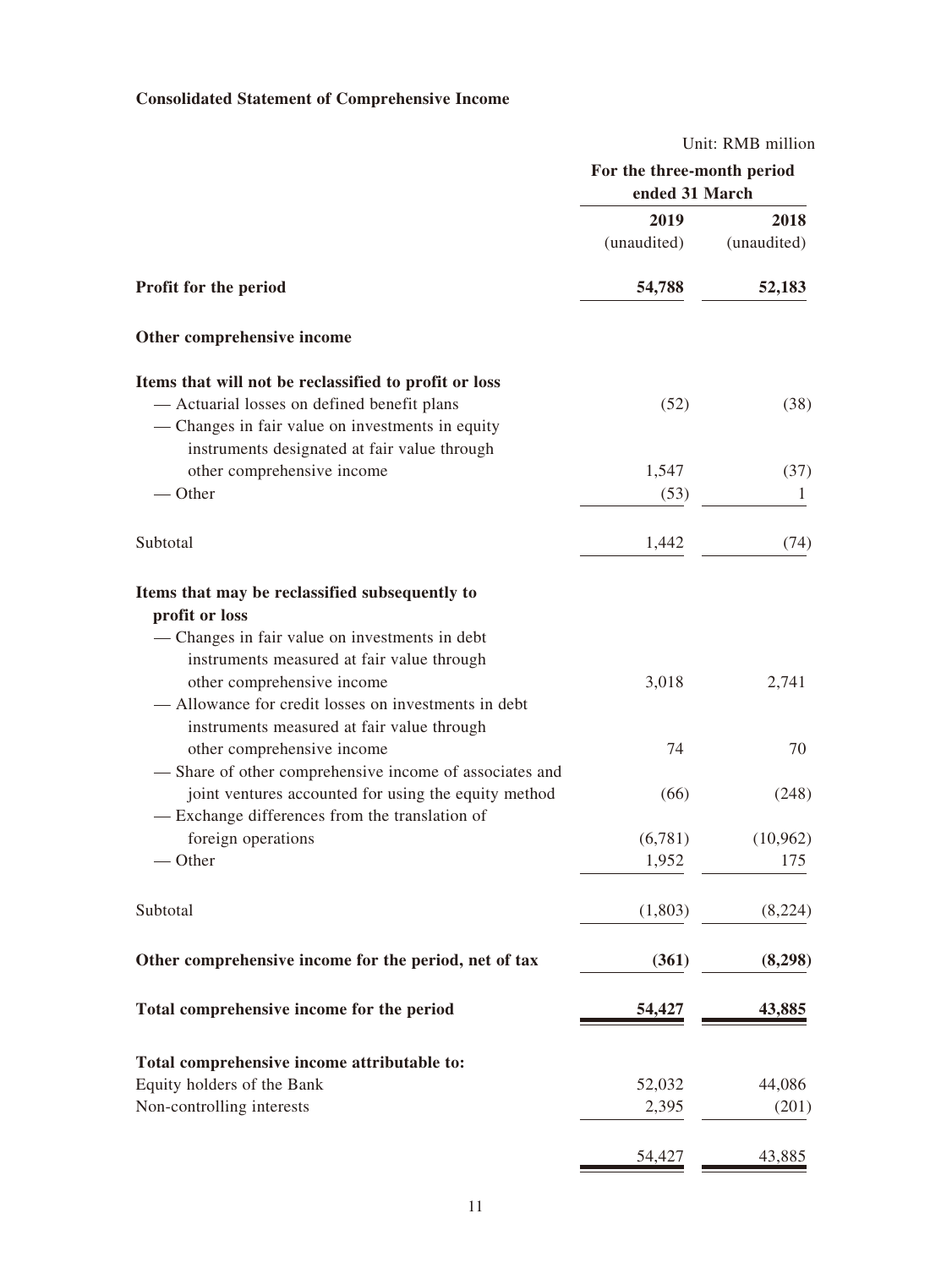**Consolidated Statement of Comprehensive Income**

Unit: RMB million

| | For the three-month period ended 31 March | |
|---|---|---|
| | 2019 (unaudited) | 2018 (unaudited) |
| **Profit for the period** | **54,788** | **52,183** |
| **Other comprehensive income** | | |
| **Items that will not be reclassified to profit or loss** | | |
| — Actuarial losses on defined benefit plans | (52) | (38) |
| — Changes in fair value on investments in equity instruments designated at fair value through other comprehensive income | 1,547 | (37) |
| — Other | (53) | 1 |
| Subtotal | 1,442 | (74) |
| **Items that may be reclassified subsequently to profit or loss** | | |
| — Changes in fair value on investments in debt instruments measured at fair value through other comprehensive income | 3,018 | 2,741 |
| — Allowance for credit losses on investments in debt instruments measured at fair value through other comprehensive income | 74 | 70 |
| — Share of other comprehensive income of associates and joint ventures accounted for using the equity method | (66) | (248) |
| — Exchange differences from the translation of foreign operations | (6,781) | (10,962) |
| — Other | 1,952 | 175 |
| Subtotal | (1,803) | (8,224) |
| **Other comprehensive income for the period, net of tax** | **(361)** | **(8,298)** |
| **Total comprehensive income for the period** | **54,427** | **43,885** |
| **Total comprehensive income attributable to:** | | |
| Equity holders of the Bank | 52,032 | 44,086 |
| Non-controlling interests | 2,395 | (201) |
| | 54,427 | 43,885 |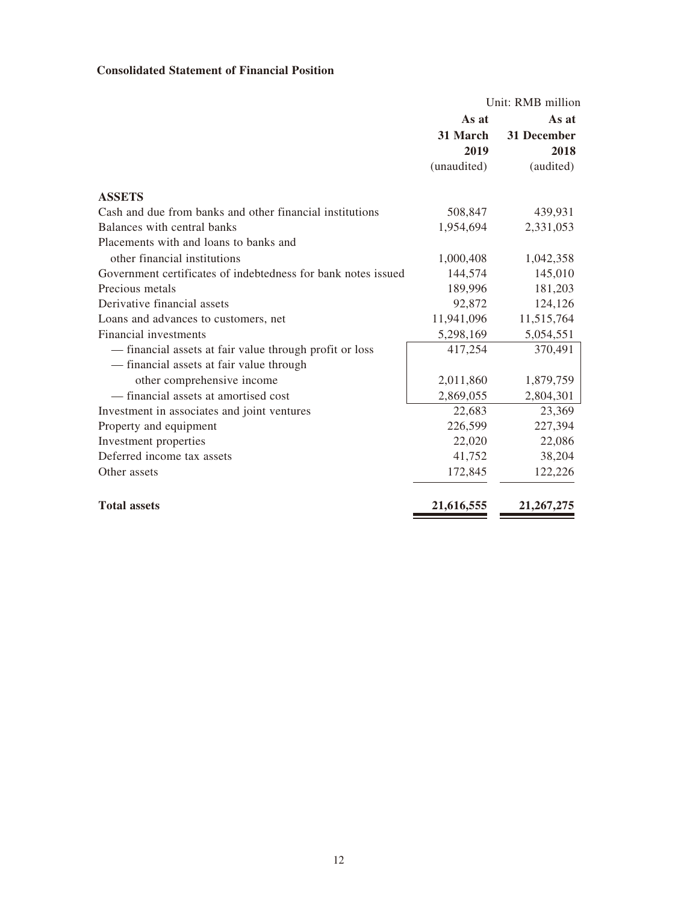**Consolidated Statement of Financial Position**

Unit: RMB million

| | As at 31 March 2019 (unaudited) | As at 31 December 2018 (audited) |
|---|---|---|
| **ASSETS** | | |
| Cash and due from banks and other financial institutions | 508,847 | 439,931 |
| Balances with central banks | 1,954,694 | 2,331,053 |
| Placements with and loans to banks and other financial institutions | 1,000,408 | 1,042,358 |
| Government certificates of indebtedness for bank notes issued | 144,574 | 145,010 |
| Precious metals | 189,996 | 181,203 |
| Derivative financial assets | 92,872 | 124,126 |
| Loans and advances to customers, net | 11,941,096 | 11,515,764 |
| Financial investments | 5,298,169 | 5,054,551 |
| — financial assets at fair value through profit or loss | 417,254 | 370,491 |
| — financial assets at fair value through other comprehensive income | 2,011,860 | 1,879,759 |
| — financial assets at amortised cost | 2,869,055 | 2,804,301 |
| Investment in associates and joint ventures | 22,683 | 23,369 |
| Property and equipment | 226,599 | 227,394 |
| Investment properties | 22,020 | 22,086 |
| Deferred income tax assets | 41,752 | 38,204 |
| Other assets | 172,845 | 122,226 |
| **Total assets** | **21,616,555** | **21,267,275** |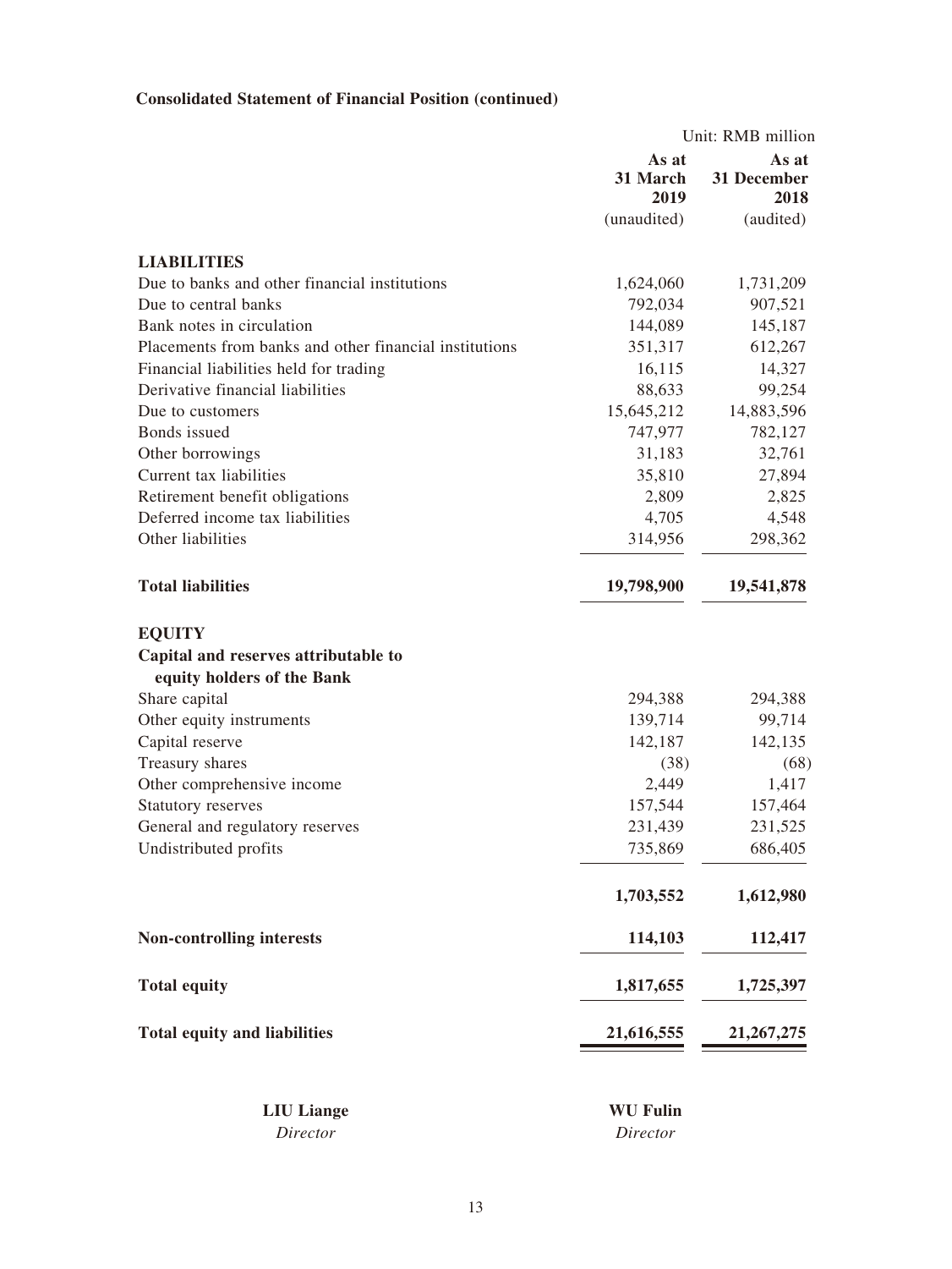**Consolidated Statement of Financial Position (continued)**

Unit: RMB million

| | As at 31 March 2019 (unaudited) | As at 31 December 2018 (audited) |
|---|---|---|
| **LIABILITIES** | | |
| Due to banks and other financial institutions | 1,624,060 | 1,731,209 |
| Due to central banks | 792,034 | 907,521 |
| Bank notes in circulation | 144,089 | 145,187 |
| Placements from banks and other financial institutions | 351,317 | 612,267 |
| Financial liabilities held for trading | 16,115 | 14,327 |
| Derivative financial liabilities | 88,633 | 99,254 |
| Due to customers | 15,645,212 | 14,883,596 |
| Bonds issued | 747,977 | 782,127 |
| Other borrowings | 31,183 | 32,761 |
| Current tax liabilities | 35,810 | 27,894 |
| Retirement benefit obligations | 2,809 | 2,825 |
| Deferred income tax liabilities | 4,705 | 4,548 |
| Other liabilities | 314,956 | 298,362 |
| **Total liabilities** | **19,798,900** | **19,541,878** |
| **EQUITY** | | |
| **Capital and reserves attributable to equity holders of the Bank** | | |
| Share capital | 294,388 | 294,388 |
| Other equity instruments | 139,714 | 99,714 |
| Capital reserve | 142,187 | 142,135 |
| Treasury shares | (38) | (68) |
| Other comprehensive income | 2,449 | 1,417 |
| Statutory reserves | 157,544 | 157,464 |
| General and regulatory reserves | 231,439 | 231,525 |
| Undistributed profits | 735,869 | 686,405 |
| | **1,703,552** | **1,612,980** |
| **Non-controlling interests** | **114,103** | **112,417** |
| **Total equity** | **1,817,655** | **1,725,397** |
| **Total equity and liabilities** | **21,616,555** | **21,267,275** |

**LIU Liange**
*Director*

**WU Fulin**
*Director*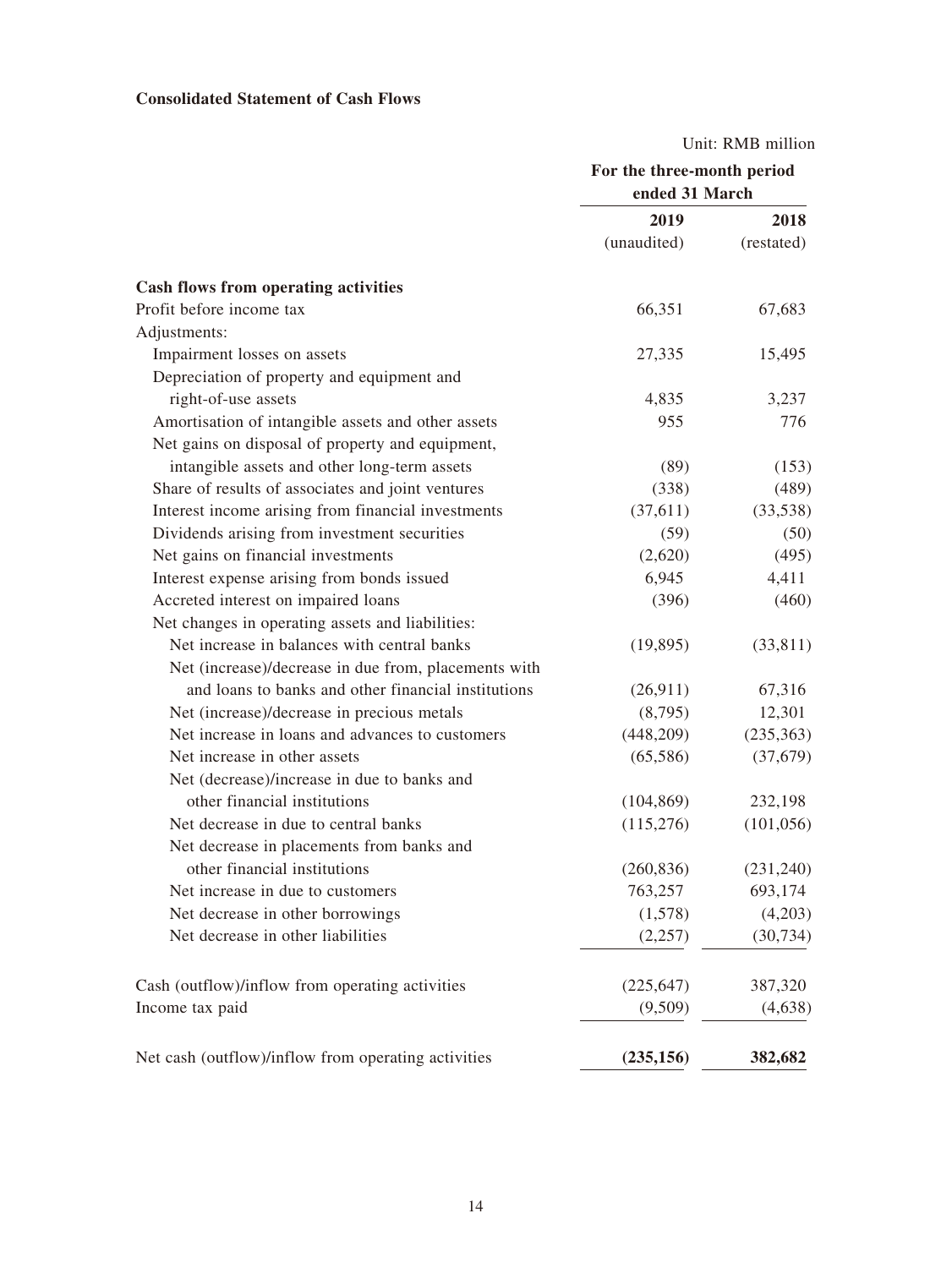**Consolidated Statement of Cash Flows**

Unit: RMB million

| | For the three-month period ended 31 March | |
|---|---|---|
| | 2019 (unaudited) | 2018 (restated) |
| **Cash flows from operating activities** | | |
| Profit before income tax | 66,351 | 67,683 |
| Adjustments: | | |
| Impairment losses on assets | 27,335 | 15,495 |
| Depreciation of property and equipment and right-of-use assets | 4,835 | 3,237 |
| Amortisation of intangible assets and other assets | 955 | 776 |
| Net gains on disposal of property and equipment, intangible assets and other long-term assets | (89) | (153) |
| Share of results of associates and joint ventures | (338) | (489) |
| Interest income arising from financial investments | (37,611) | (33,538) |
| Dividends arising from investment securities | (59) | (50) |
| Net gains on financial investments | (2,620) | (495) |
| Interest expense arising from bonds issued | 6,945 | 4,411 |
| Accreted interest on impaired loans | (396) | (460) |
| Net changes in operating assets and liabilities: | | |
| Net increase in balances with central banks | (19,895) | (33,811) |
| Net (increase)/decrease in due from, placements with and loans to banks and other financial institutions | (26,911) | 67,316 |
| Net (increase)/decrease in precious metals | (8,795) | 12,301 |
| Net increase in loans and advances to customers | (448,209) | (235,363) |
| Net increase in other assets | (65,586) | (37,679) |
| Net (decrease)/increase in due to banks and other financial institutions | (104,869) | 232,198 |
| Net decrease in due to central banks | (115,276) | (101,056) |
| Net decrease in placements from banks and other financial institutions | (260,836) | (231,240) |
| Net increase in due to customers | 763,257 | 693,174 |
| Net decrease in other borrowings | (1,578) | (4,203) |
| Net decrease in other liabilities | (2,257) | (30,734) |
| Cash (outflow)/inflow from operating activities | (225,647) | 387,320 |
| Income tax paid | (9,509) | (4,638) |
| Net cash (outflow)/inflow from operating activities | **(235,156)** | **382,682** |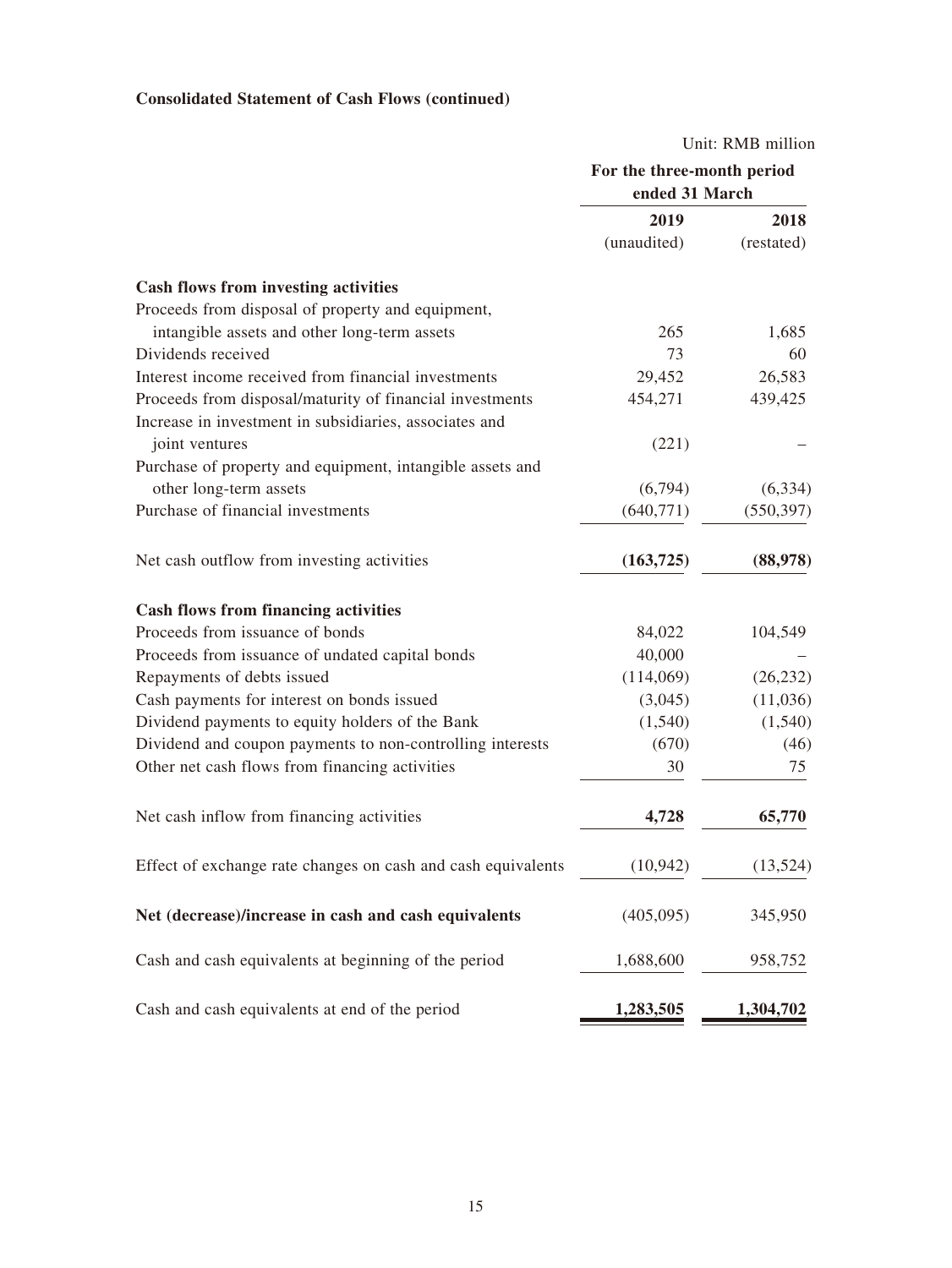**Consolidated Statement of Cash Flows (continued)**

Unit: RMB million

| | For the three-month period ended 31 March | |
|---|---|---|
| | 2019 (unaudited) | 2018 (restated) |
| **Cash flows from investing activities** | | |
| Proceeds from disposal of property and equipment, intangible assets and other long-term assets | 265 | 1,685 |
| Dividends received | 73 | 60 |
| Interest income received from financial investments | 29,452 | 26,583 |
| Proceeds from disposal/maturity of financial investments | 454,271 | 439,425 |
| Increase in investment in subsidiaries, associates and joint ventures | (221) | – |
| Purchase of property and equipment, intangible assets and other long-term assets | (6,794) | (6,334) |
| Purchase of financial investments | (640,771) | (550,397) |
| Net cash outflow from investing activities | **(163,725)** | **(88,978)** |
| **Cash flows from financing activities** | | |
| Proceeds from issuance of bonds | 84,022 | 104,549 |
| Proceeds from issuance of undated capital bonds | 40,000 | – |
| Repayments of debts issued | (114,069) | (26,232) |
| Cash payments for interest on bonds issued | (3,045) | (11,036) |
| Dividend payments to equity holders of the Bank | (1,540) | (1,540) |
| Dividend and coupon payments to non-controlling interests | (670) | (46) |
| Other net cash flows from financing activities | 30 | 75 |
| Net cash inflow from financing activities | **4,728** | **65,770** |
| Effect of exchange rate changes on cash and cash equivalents | (10,942) | (13,524) |
| **Net (decrease)/increase in cash and cash equivalents** | (405,095) | 345,950 |
| Cash and cash equivalents at beginning of the period | 1,688,600 | 958,752 |
| Cash and cash equivalents at end of the period | **1,283,505** | **1,304,702** |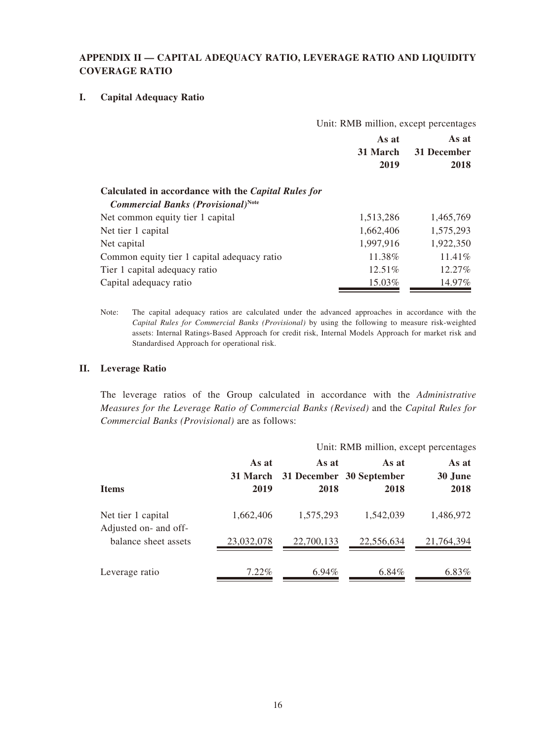## APPENDIX II — CAPITAL ADEQUACY RATIO, LEVERAGE RATIO AND LIQUIDITY COVERAGE RATIO

### I. Capital Adequacy Ratio

Unit: RMB million, except percentages

| | As at 31 March 2019 | As at 31 December 2018 |
|---|---|---|
| **Calculated in accordance with the *Capital Rules for Commercial Banks (Provisional)*[Note]** | | |
| Net common equity tier 1 capital | 1,513,286 | 1,465,769 |
| Net tier 1 capital | 1,662,406 | 1,575,293 |
| Net capital | 1,997,916 | 1,922,350 |
| Common equity tier 1 capital adequacy ratio | 11.38% | 11.41% |
| Tier 1 capital adequacy ratio | 12.51% | 12.27% |
| Capital adequacy ratio | 15.03% | 14.97% |

Note: The capital adequacy ratios are calculated under the advanced approaches in accordance with the *Capital Rules for Commercial Banks (Provisional)* by using the following to measure risk-weighted assets: Internal Ratings-Based Approach for credit risk, Internal Models Approach for market risk and Standardised Approach for operational risk.

### II. Leverage Ratio

The leverage ratios of the Group calculated in accordance with the *Administrative Measures for the Leverage Ratio of Commercial Banks (Revised)* and the *Capital Rules for Commercial Banks (Provisional)* are as follows:

Unit: RMB million, except percentages

| Items | As at 31 March 2019 | As at 31 December 2018 | As at 30 September 2018 | As at 30 June 2018 |
|---|---|---|---|---|
| Net tier 1 capital | 1,662,406 | 1,575,293 | 1,542,039 | 1,486,972 |
| Adjusted on- and off-balance sheet assets | 23,032,078 | 22,700,133 | 22,556,634 | 21,764,394 |
| Leverage ratio | 7.22% | 6.94% | 6.84% | 6.83% |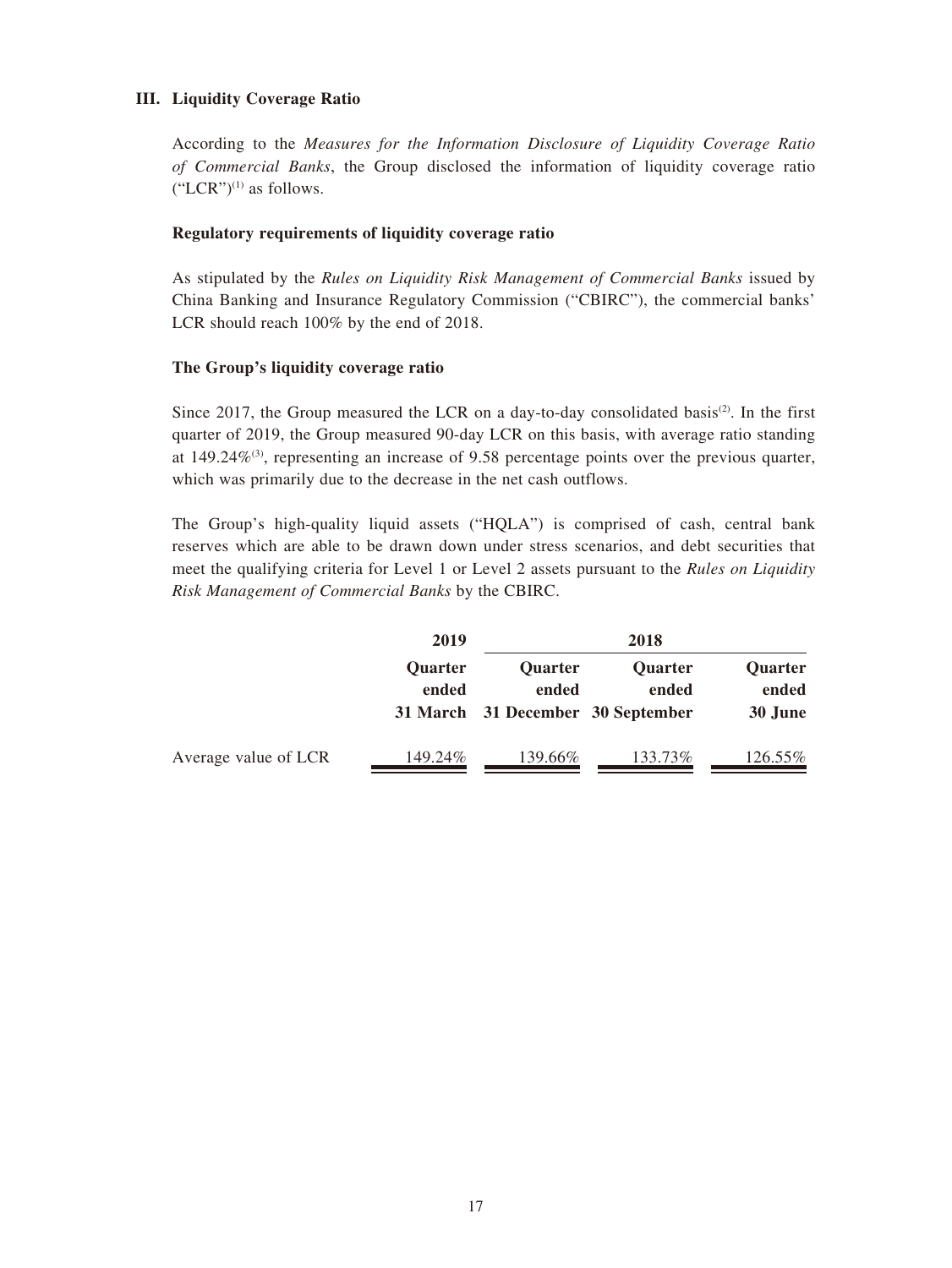## III. Liquidity Coverage Ratio

According to the *Measures for the Information Disclosure of Liquidity Coverage Ratio of Commercial Banks*, the Group disclosed the information of liquidity coverage ratio ("LCR")[1] as follows.

### Regulatory requirements of liquidity coverage ratio

As stipulated by the *Rules on Liquidity Risk Management of Commercial Banks* issued by China Banking and Insurance Regulatory Commission ("CBIRC"), the commercial banks' LCR should reach 100% by the end of 2018.

### The Group's liquidity coverage ratio

Since 2017, the Group measured the LCR on a day-to-day consolidated basis[2]. In the first quarter of 2019, the Group measured 90-day LCR on this basis, with average ratio standing at 149.24%[3], representing an increase of 9.58 percentage points over the previous quarter, which was primarily due to the decrease in the net cash outflows.

The Group's high-quality liquid assets ("HQLA") is comprised of cash, central bank reserves which are able to be drawn down under stress scenarios, and debt securities that meet the qualifying criteria for Level 1 or Level 2 assets pursuant to the *Rules on Liquidity Risk Management of Commercial Banks* by the CBIRC.

| | 2019 | 2018 | | |
|---|---|---|---|---|
| | Quarter ended 31 March | Quarter ended 31 December | Quarter ended 30 September | Quarter ended 30 June |
| Average value of LCR | 149.24% | 139.66% | 133.73% | 126.55% |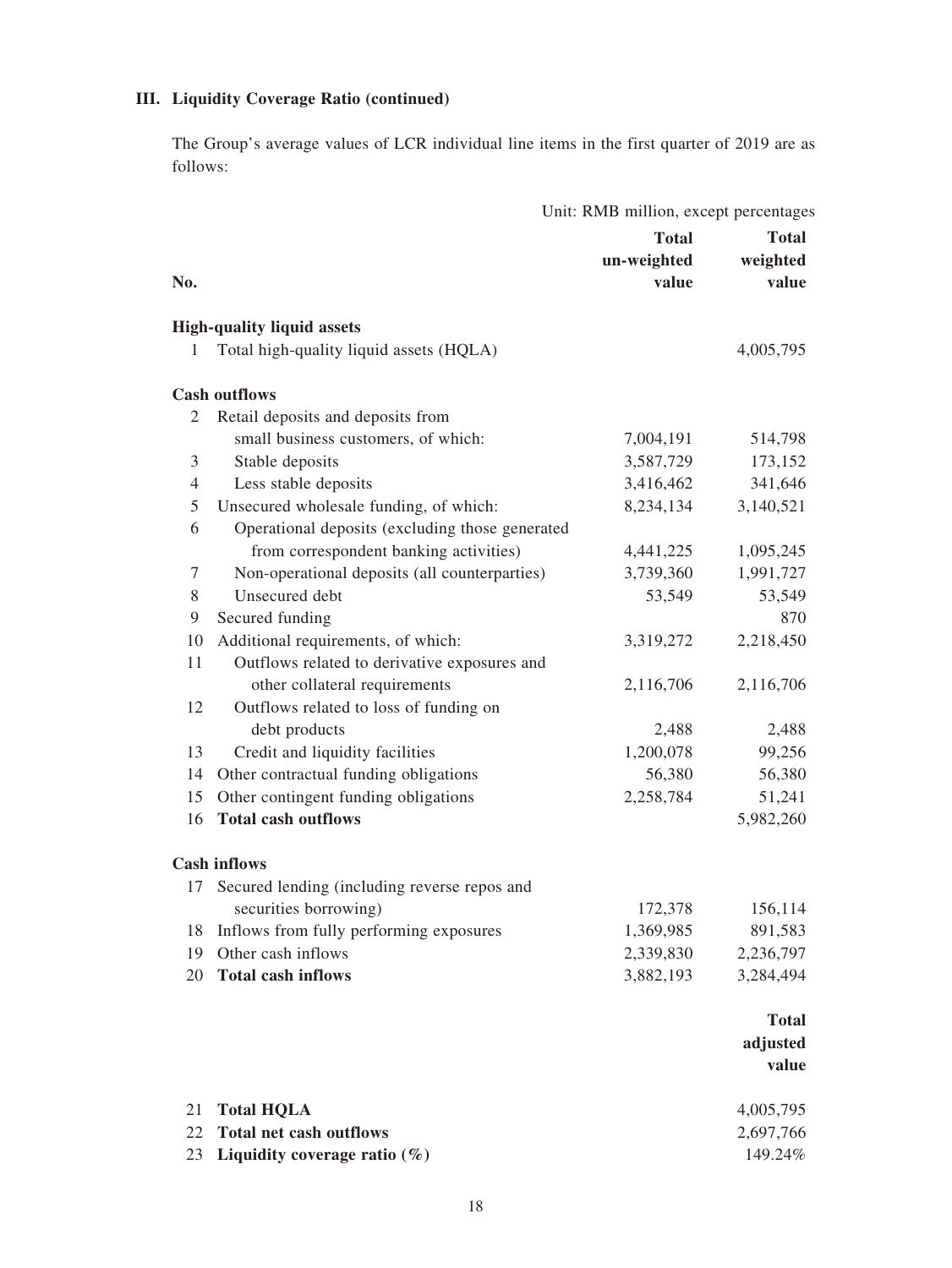### III. Liquidity Coverage Ratio (continued)

The Group's average values of LCR individual line items in the first quarter of 2019 are as follows:

Unit: RMB million, except percentages

| No. | | Total un-weighted value | Total weighted value |
|---|---|---|---|
| | **High-quality liquid assets** | | |
| 1 | Total high-quality liquid assets (HQLA) | | 4,005,795 |
| | **Cash outflows** | | |
| 2 | Retail deposits and deposits from small business customers, of which: | 7,004,191 | 514,798 |
| 3 | Stable deposits | 3,587,729 | 173,152 |
| 4 | Less stable deposits | 3,416,462 | 341,646 |
| 5 | Unsecured wholesale funding, of which: | 8,234,134 | 3,140,521 |
| 6 | Operational deposits (excluding those generated from correspondent banking activities) | 4,441,225 | 1,095,245 |
| 7 | Non-operational deposits (all counterparties) | 3,739,360 | 1,991,727 |
| 8 | Unsecured debt | 53,549 | 53,549 |
| 9 | Secured funding | | 870 |
| 10 | Additional requirements, of which: | 3,319,272 | 2,218,450 |
| 11 | Outflows related to derivative exposures and other collateral requirements | 2,116,706 | 2,116,706 |
| 12 | Outflows related to loss of funding on debt products | 2,488 | 2,488 |
| 13 | Credit and liquidity facilities | 1,200,078 | 99,256 |
| 14 | Other contractual funding obligations | 56,380 | 56,380 |
| 15 | Other contingent funding obligations | 2,258,784 | 51,241 |
| 16 | **Total cash outflows** | | 5,982,260 |
| | **Cash inflows** | | |
| 17 | Secured lending (including reverse repos and securities borrowing) | 172,378 | 156,114 |
| 18 | Inflows from fully performing exposures | 1,369,985 | 891,583 |
| 19 | Other cash inflows | 2,339,830 | 2,236,797 |
| 20 | **Total cash inflows** | 3,882,193 | 3,284,494 |
| | | | **Total adjusted value** |
| 21 | **Total HQLA** | | 4,005,795 |
| 22 | **Total net cash outflows** | | 2,697,766 |
| 23 | **Liquidity coverage ratio (%)** | | 149.24% |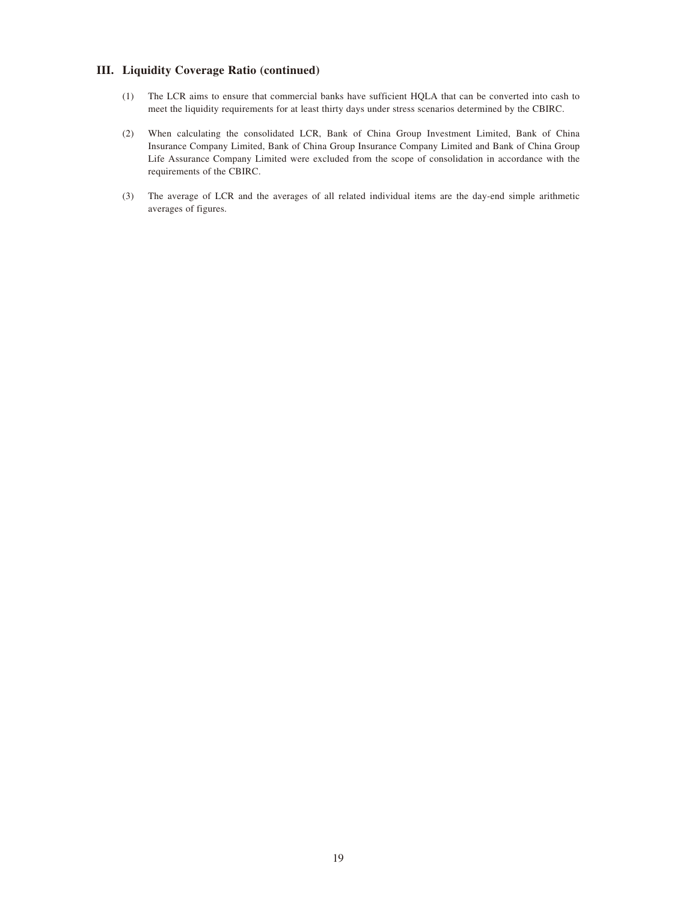## III. Liquidity Coverage Ratio (continued)

(1) The LCR aims to ensure that commercial banks have sufficient HQLA that can be converted into cash to meet the liquidity requirements for at least thirty days under stress scenarios determined by the CBIRC.

(2) When calculating the consolidated LCR, Bank of China Group Investment Limited, Bank of China Insurance Company Limited, Bank of China Group Insurance Company Limited and Bank of China Group Life Assurance Company Limited were excluded from the scope of consolidation in accordance with the requirements of the CBIRC.

(3) The average of LCR and the averages of all related individual items are the day-end simple arithmetic averages of figures.